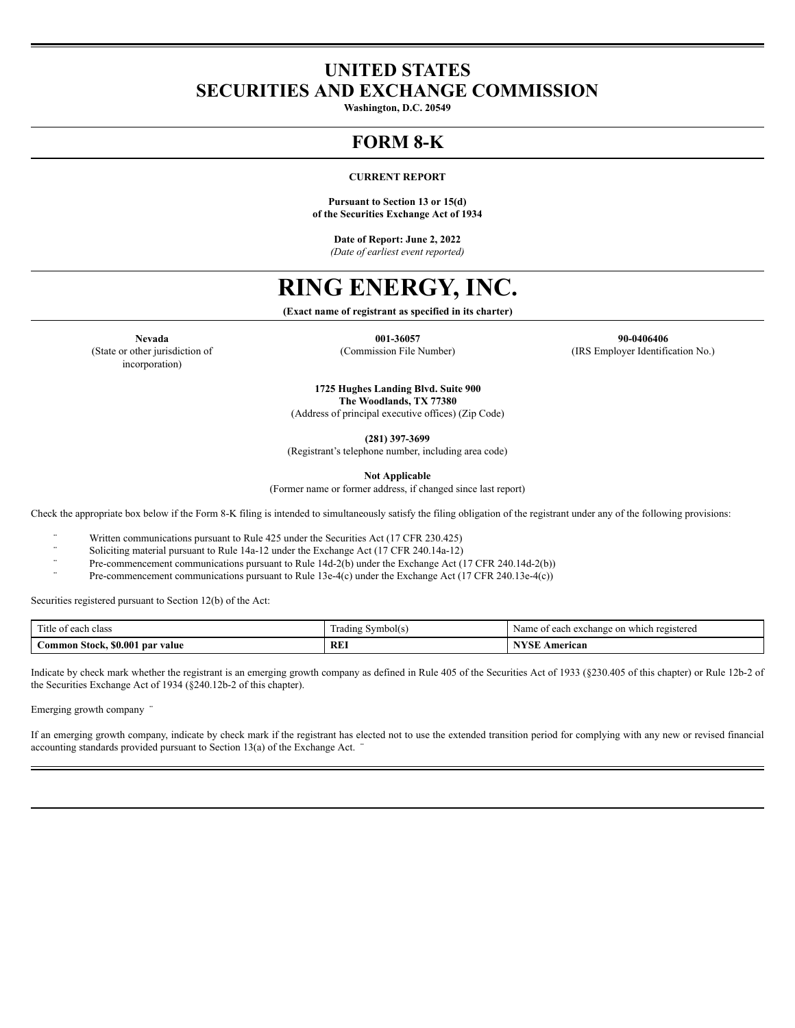# UNITED STATES
# SECURITIES AND EXCHANGE COMMISSION

**Washington, D.C. 20549**

## FORM 8-K

**CURRENT REPORT**

**Pursuant to Section 13 or 15(d)**
**of the Securities Exchange Act of 1934**

**Date of Report: June 2, 2022**
*(Date of earliest event reported)*

# RING ENERGY, INC.

**(Exact name of registrant as specified in its charter)**

| **Nevada** | **001-36057** | **90-0406406** |
|---|---|---|
| (State or other jurisdiction of incorporation) | (Commission File Number) | (IRS Employer Identification No.) |

**1725 Hughes Landing Blvd. Suite 900**
**The Woodlands, TX 77380**
(Address of principal executive offices) (Zip Code)

**(281) 397-3699**
(Registrant's telephone number, including area code)

**Not Applicable**
(Former name or former address, if changed since last report)

Check the appropriate box below if the Form 8-K filing is intended to simultaneously satisfy the filing obligation of the registrant under any of the following provisions:

¨ Written communications pursuant to Rule 425 under the Securities Act (17 CFR 230.425)
¨ Soliciting material pursuant to Rule 14a-12 under the Exchange Act (17 CFR 240.14a-12)
¨ Pre-commencement communications pursuant to Rule 14d-2(b) under the Exchange Act (17 CFR 240.14d-2(b))
¨ Pre-commencement communications pursuant to Rule 13e-4(c) under the Exchange Act (17 CFR 240.13e-4(c))

Securities registered pursuant to Section 12(b) of the Act:

| Title of each class | Trading Symbol(s) | Name of each exchange on which registered |
|---|---|---|
| **Common Stock, $0.001 par value** | **REI** | **NYSE American** |

Indicate by check mark whether the registrant is an emerging growth company as defined in Rule 405 of the Securities Act of 1933 (§230.405 of this chapter) or Rule 12b-2 of the Securities Exchange Act of 1934 (§240.12b-2 of this chapter).

Emerging growth company ¨

If an emerging growth company, indicate by check mark if the registrant has elected not to use the extended transition period for complying with any new or revised financial accounting standards provided pursuant to Section 13(a) of the Exchange Act. ¨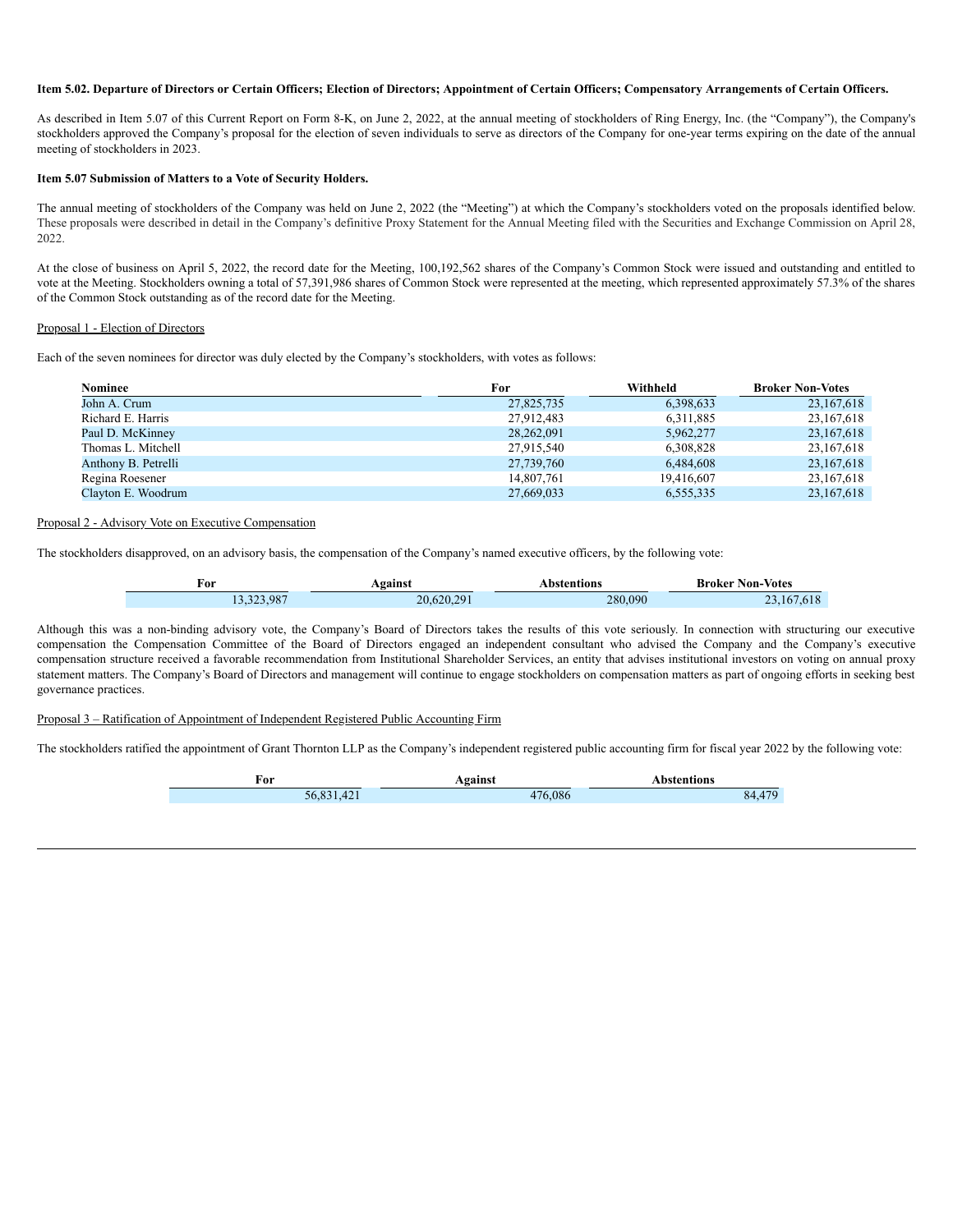**Item 5.02. Departure of Directors or Certain Officers; Election of Directors; Appointment of Certain Officers; Compensatory Arrangements of Certain Officers.**

As described in Item 5.07 of this Current Report on Form 8-K, on June 2, 2022, at the annual meeting of stockholders of Ring Energy, Inc. (the "Company"), the Company's stockholders approved the Company's proposal for the election of seven individuals to serve as directors of the Company for one-year terms expiring on the date of the annual meeting of stockholders in 2023.

**Item 5.07 Submission of Matters to a Vote of Security Holders.**

The annual meeting of stockholders of the Company was held on June 2, 2022 (the "Meeting") at which the Company's stockholders voted on the proposals identified below. These proposals were described in detail in the Company's definitive Proxy Statement for the Annual Meeting filed with the Securities and Exchange Commission on April 28, 2022.

At the close of business on April 5, 2022, the record date for the Meeting, 100,192,562 shares of the Company's Common Stock were issued and outstanding and entitled to vote at the Meeting. Stockholders owning a total of 57,391,986 shares of Common Stock were represented at the meeting, which represented approximately 57.3% of the shares of the Common Stock outstanding as of the record date for the Meeting.

Proposal 1 - Election of Directors

Each of the seven nominees for director was duly elected by the Company's stockholders, with votes as follows:

| Nominee | For | Withheld | Broker Non-Votes |
|---|---|---|---|
| John A. Crum | 27,825,735 | 6,398,633 | 23,167,618 |
| Richard E. Harris | 27,912,483 | 6,311,885 | 23,167,618 |
| Paul D. McKinney | 28,262,091 | 5,962,277 | 23,167,618 |
| Thomas L. Mitchell | 27,915,540 | 6,308,828 | 23,167,618 |
| Anthony B. Petrelli | 27,739,760 | 6,484,608 | 23,167,618 |
| Regina Roesener | 14,807,761 | 19,416,607 | 23,167,618 |
| Clayton E. Woodrum | 27,669,033 | 6,555,335 | 23,167,618 |

Proposal 2 - Advisory Vote on Executive Compensation

The stockholders disapproved, on an advisory basis, the compensation of the Company's named executive officers, by the following vote:

| For | Against | Abstentions | Broker Non-Votes |
|---|---|---|---|
| 13,323,987 | 20,620,291 | 280,090 | 23,167,618 |

Although this was a non-binding advisory vote, the Company's Board of Directors takes the results of this vote seriously. In connection with structuring our executive compensation the Compensation Committee of the Board of Directors engaged an independent consultant who advised the Company and the Company's executive compensation structure received a favorable recommendation from Institutional Shareholder Services, an entity that advises institutional investors on voting on annual proxy statement matters. The Company's Board of Directors and management will continue to engage stockholders on compensation matters as part of ongoing efforts in seeking best governance practices.

Proposal 3 – Ratification of Appointment of Independent Registered Public Accounting Firm

The stockholders ratified the appointment of Grant Thornton LLP as the Company's independent registered public accounting firm for fiscal year 2022 by the following vote:

| For | Against | Abstentions |
|---|---|---|
| 56,831,421 | 476,086 | 84,479 |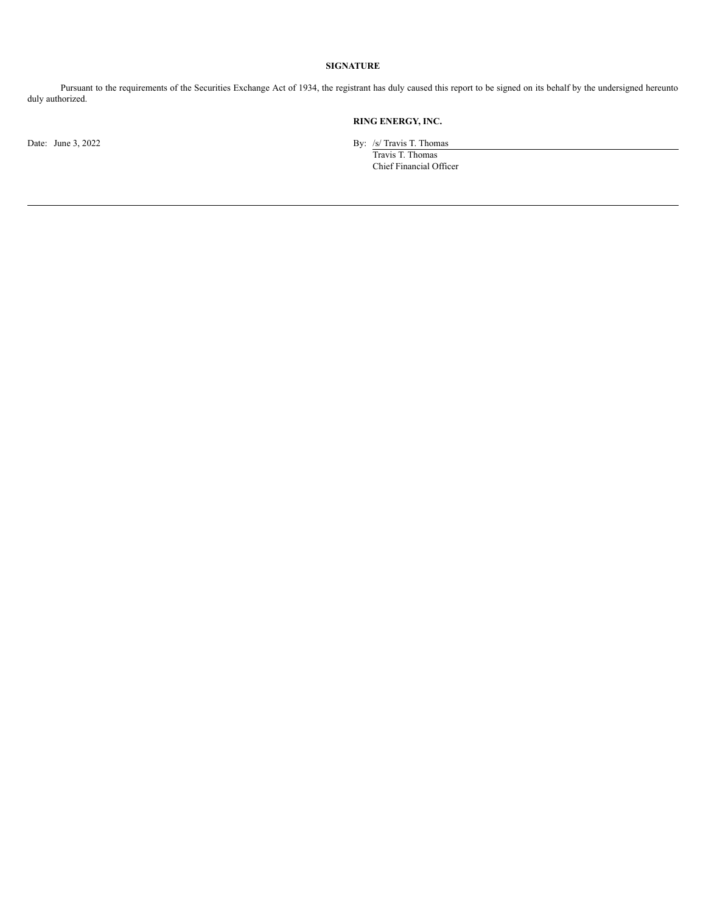**SIGNATURE**

Pursuant to the requirements of the Securities Exchange Act of 1934, the registrant has duly caused this report to be signed on its behalf by the undersigned hereunto duly authorized.

**RING ENERGY, INC.**

Date: June 3, 2022

By: /s/ Travis T. Thomas
Travis T. Thomas
Chief Financial Officer